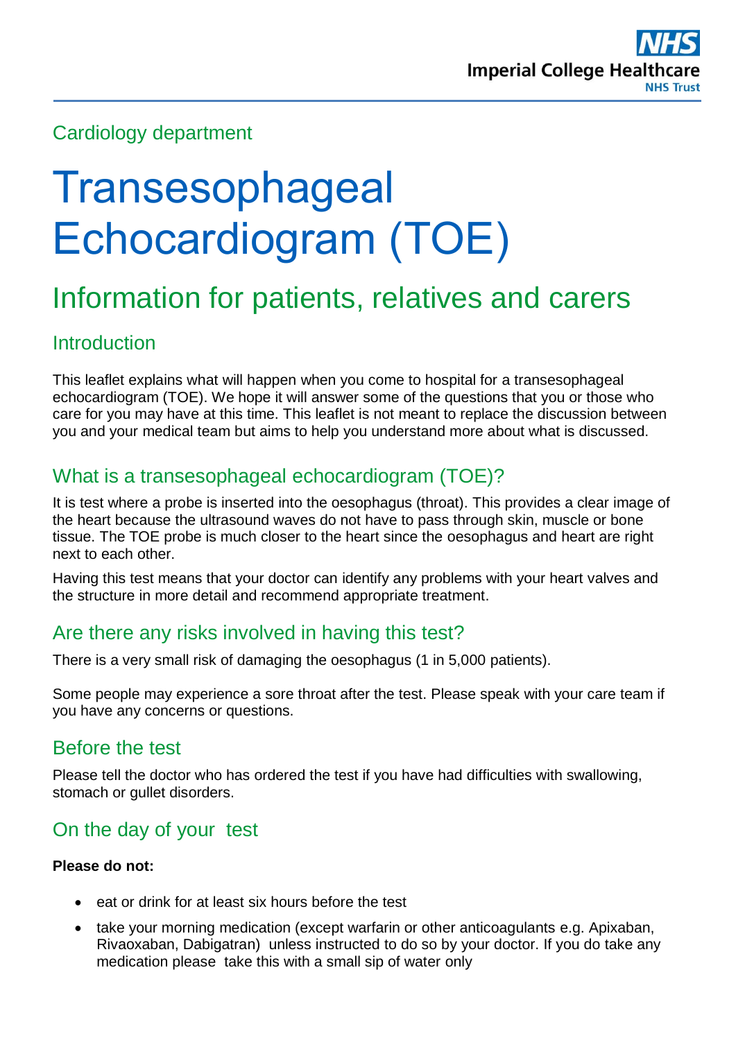Cardiology department

# Transesophageal Echocardiogram (TOE)

## Information for patients, relatives and carers

### Introduction

This leaflet explains what will happen when you come to hospital for a transesophageal echocardiogram (TOE). We hope it will answer some of the questions that you or those who care for you may have at this time. This leaflet is not meant to replace the discussion between you and your medical team but aims to help you understand more about what is discussed.

### What is a transesophageal echocardiogram (TOE)?

It is test where a probe is inserted into the oesophagus (throat). This provides a clear image of the heart because the ultrasound waves do not have to pass through skin, muscle or bone tissue. The TOE probe is much closer to the heart since the oesophagus and heart are right next to each other.

Having this test means that your doctor can identify any problems with your heart valves and the structure in more detail and recommend appropriate treatment.

### Are there any risks involved in having this test?

There is a very small risk of damaging the oesophagus (1 in 5,000 patients).

Some people may experience a sore throat after the test. Please speak with your care team if you have any concerns or questions.

### Before the test

Please tell the doctor who has ordered the test if you have had difficulties with swallowing, stomach or gullet disorders.

### On the day of your test

**Please do not:**

- eat or drink for at least six hours before the test
- take your morning medication (except warfarin or other anticoagulants e.g. Apixaban, Rivaoxaban, Dabigatran) unless instructed to do so by your doctor. If you do take any medication please take this with a small sip of water only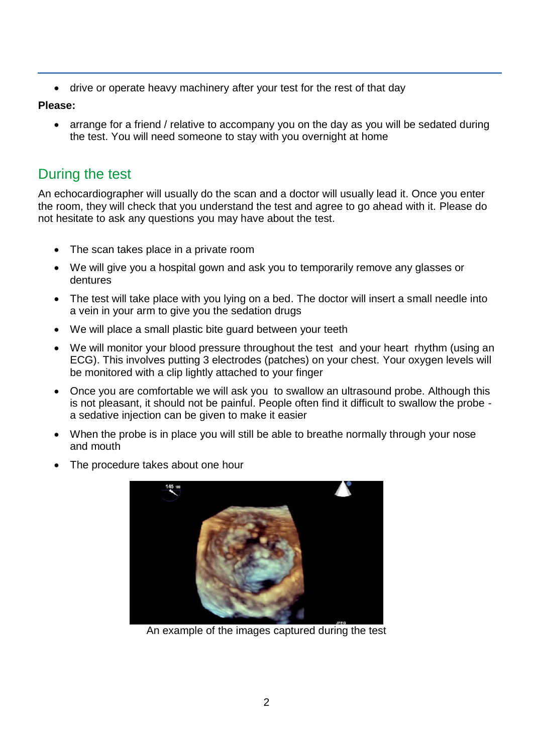- drive or operate heavy machinery after your test for the rest of that day

**Please:**

- arrange for a friend / relative to accompany you on the day as you will be sedated during the test. You will need someone to stay with you overnight at home

## During the test

An echocardiographer will usually do the scan and a doctor will usually lead it. Once you enter the room, they will check that you understand the test and agree to go ahead with it. Please do not hesitate to ask any questions you may have about the test.

- The scan takes place in a private room
- We will give you a hospital gown and ask you to temporarily remove any glasses or dentures
- The test will take place with you lying on a bed. The doctor will insert a small needle into a vein in your arm to give you the sedation drugs
- We will place a small plastic bite guard between your teeth
- We will monitor your blood pressure throughout the test and your heart rhythm (using an ECG). This involves putting 3 electrodes (patches) on your chest. Your oxygen levels will be monitored with a clip lightly attached to your finger
- Once you are comfortable we will ask you to swallow an ultrasound probe. Although this is not pleasant, it should not be painful. People often find it difficult to swallow the probe - a sedative injection can be given to make it easier
- When the probe is in place you will still be able to breathe normally through your nose and mouth
- The procedure takes about one hour

An example of the images captured during the test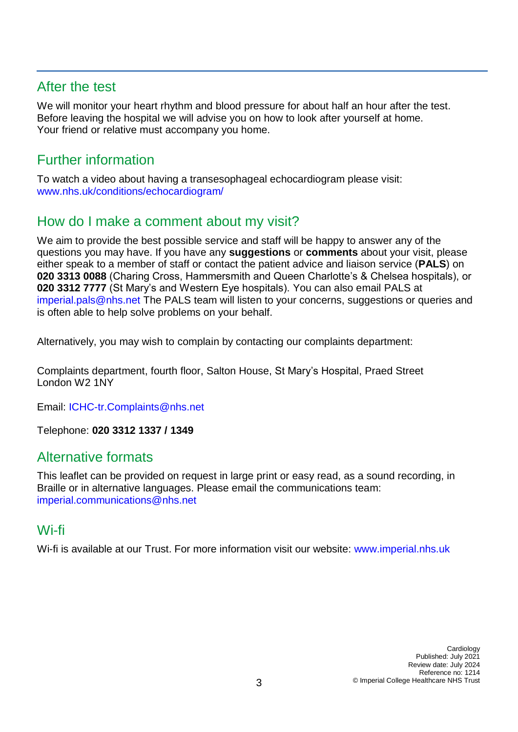## After the test

We will monitor your heart rhythm and blood pressure for about half an hour after the test. Before leaving the hospital we will advise you on how to look after yourself at home. Your friend or relative must accompany you home.

## Further information

To watch a video about having a transesophageal echocardiogram please visit: www.nhs.uk/conditions/echocardiogram/

## How do I make a comment about my visit?

We aim to provide the best possible service and staff will be happy to answer any of the questions you may have. If you have any **suggestions** or **comments** about your visit, please either speak to a member of staff or contact the patient advice and liaison service (**PALS**) on **020 3313 0088** (Charing Cross, Hammersmith and Queen Charlotte's & Chelsea hospitals), or **020 3312 7777** (St Mary's and Western Eye hospitals). You can also email PALS at imperial.pals@nhs.net The PALS team will listen to your concerns, suggestions or queries and is often able to help solve problems on your behalf.

Alternatively, you may wish to complain by contacting our complaints department:

Complaints department, fourth floor, Salton House, St Mary's Hospital, Praed Street London W2 1NY

Email: ICHC-tr.Complaints@nhs.net

Telephone: **020 3312 1337 / 1349**

## Alternative formats

This leaflet can be provided on request in large print or easy read, as a sound recording, in Braille or in alternative languages. Please email the communications team: imperial.communications@nhs.net

## Wi-fi

Wi-fi is available at our Trust. For more information visit our website: www.imperial.nhs.uk

Cardiology
Published: July 2021
Review date: July 2024
Reference no: 1214
© Imperial College Healthcare NHS Trust